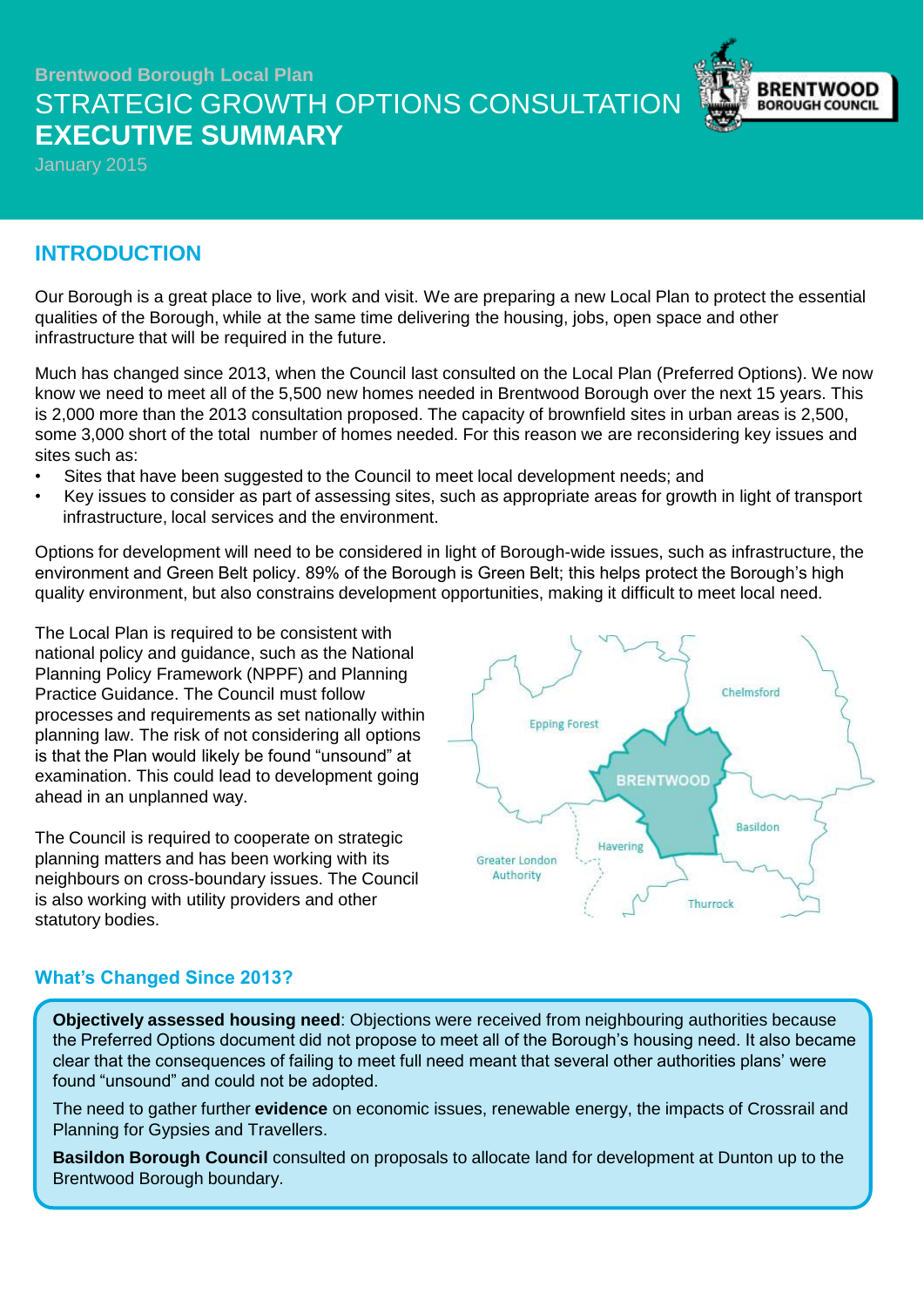Brentwood Borough Local Plan

# STRATEGIC GROWTH OPTIONS CONSULTATION EXECUTIVE SUMMARY

January 2015

## INTRODUCTION

Our Borough is a great place to live, work and visit. We are preparing a new Local Plan to protect the essential qualities of the Borough, while at the same time delivering the housing, jobs, open space and other infrastructure that will be required in the future.

Much has changed since 2013, when the Council last consulted on the Local Plan (Preferred Options). We now know we need to meet all of the 5,500 new homes needed in Brentwood Borough over the next 15 years. This is 2,000 more than the 2013 consultation proposed. The capacity of brownfield sites in urban areas is 2,500, some 3,000 short of the total number of homes needed. For this reason we are reconsidering key issues and sites such as:

- Sites that have been suggested to the Council to meet local development needs; and
- Key issues to consider as part of assessing sites, such as appropriate areas for growth in light of transport infrastructure, local services and the environment.

Options for development will need to be considered in light of Borough-wide issues, such as infrastructure, the environment and Green Belt policy. 89% of the Borough is Green Belt; this helps protect the Borough's high quality environment, but also constrains development opportunities, making it difficult to meet local need.

The Local Plan is required to be consistent with national policy and guidance, such as the National Planning Policy Framework (NPPF) and Planning Practice Guidance. The Council must follow processes and requirements as set nationally within planning law. The risk of not considering all options is that the Plan would likely be found "unsound" at examination. This could lead to development going ahead in an unplanned way.

The Council is required to cooperate on strategic planning matters and has been working with its neighbours on cross-boundary issues. The Council is also working with utility providers and other statutory bodies.

Chelmsford
Epping Forest
BRENTWOOD
Basildon
Havering
Greater London Authority
Thurrock

### What's Changed Since 2013?

**Objectively assessed housing need**: Objections were received from neighbouring authorities because the Preferred Options document did not propose to meet all of the Borough's housing need. It also became clear that the consequences of failing to meet full need meant that several other authorities plans' were found "unsound" and could not be adopted.

The need to gather further **evidence** on economic issues, renewable energy, the impacts of Crossrail and Planning for Gypsies and Travellers.

**Basildon Borough Council** consulted on proposals to allocate land for development at Dunton up to the Brentwood Borough boundary.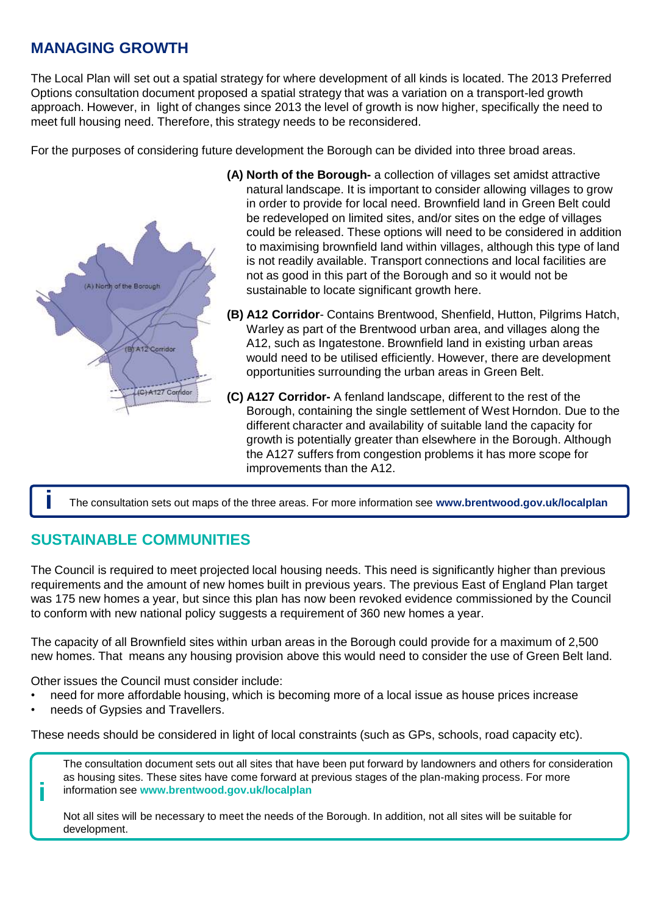## MANAGING GROWTH

The Local Plan will set out a spatial strategy for where development of all kinds is located. The 2013 Preferred Options consultation document proposed a spatial strategy that was a variation on a transport-led growth approach. However, in light of changes since 2013 the level of growth is now higher, specifically the need to meet full housing need. Therefore, this strategy needs to be reconsidered.

For the purposes of considering future development the Borough can be divided into three broad areas.

**(A) North of the Borough-** a collection of villages set amidst attractive natural landscape. It is important to consider allowing villages to grow in order to provide for local need. Brownfield land in Green Belt could be redeveloped on limited sites, and/or sites on the edge of villages could be released. These options will need to be considered in addition to maximising brownfield land within villages, although this type of land is not readily available. Transport connections and local facilities are not as good in this part of the Borough and so it would not be sustainable to locate significant growth here.

**(B) A12 Corridor**- Contains Brentwood, Shenfield, Hutton, Pilgrims Hatch, Warley as part of the Brentwood urban area, and villages along the A12, such as Ingatestone. Brownfield land in existing urban areas would need to be utilised efficiently. However, there are development opportunities surrounding the urban areas in Green Belt.

**(C) A127 Corridor-** A fenland landscape, different to the rest of the Borough, containing the single settlement of West Horndon. Due to the different character and availability of suitable land the capacity for growth is potentially greater than elsewhere in the Borough. Although the A127 suffers from congestion problems it has more scope for improvements than the A12.

> The consultation sets out maps of the three areas. For more information see **www.brentwood.gov.uk/localplan**

## SUSTAINABLE COMMUNITIES

The Council is required to meet projected local housing needs. This need is significantly higher than previous requirements and the amount of new homes built in previous years. The previous East of England Plan target was 175 new homes a year, but since this plan has now been revoked evidence commissioned by the Council to conform with new national policy suggests a requirement of 360 new homes a year.

The capacity of all Brownfield sites within urban areas in the Borough could provide for a maximum of 2,500 new homes. That means any housing provision above this would need to consider the use of Green Belt land.

Other issues the Council must consider include:

- need for more affordable housing, which is becoming more of a local issue as house prices increase
- needs of Gypsies and Travellers.

These needs should be considered in light of local constraints (such as GPs, schools, road capacity etc).

> The consultation document sets out all sites that have been put forward by landowners and others for consideration as housing sites. These sites have come forward at previous stages of the plan-making process. For more information see **www.brentwood.gov.uk/localplan**
>
> Not all sites will be necessary to meet the needs of the Borough. In addition, not all sites will be suitable for development.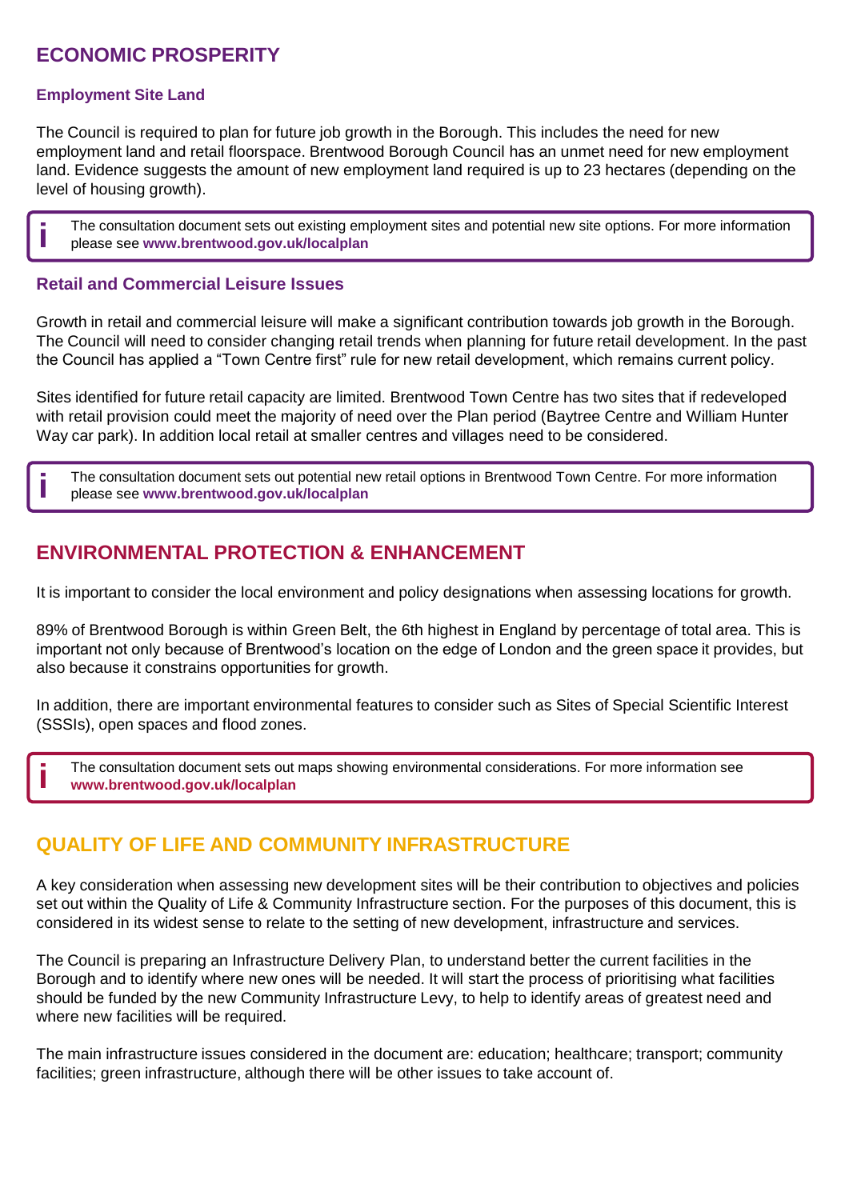## ECONOMIC PROSPERITY

### Employment Site Land

The Council is required to plan for future job growth in the Borough. This includes the need for new employment land and retail floorspace. Brentwood Borough Council has an unmet need for new employment land. Evidence suggests the amount of new employment land required is up to 23 hectares (depending on the level of housing growth).

> **i** The consultation document sets out existing employment sites and potential new site options. For more information please see **www.brentwood.gov.uk/localplan**

### Retail and Commercial Leisure Issues

Growth in retail and commercial leisure will make a significant contribution towards job growth in the Borough. The Council will need to consider changing retail trends when planning for future retail development. In the past the Council has applied a "Town Centre first" rule for new retail development, which remains current policy.

Sites identified for future retail capacity are limited. Brentwood Town Centre has two sites that if redeveloped with retail provision could meet the majority of need over the Plan period (Baytree Centre and William Hunter Way car park). In addition local retail at smaller centres and villages need to be considered.

> **i** The consultation document sets out potential new retail options in Brentwood Town Centre. For more information please see **www.brentwood.gov.uk/localplan**

## ENVIRONMENTAL PROTECTION & ENHANCEMENT

It is important to consider the local environment and policy designations when assessing locations for growth.

89% of Brentwood Borough is within Green Belt, the 6th highest in England by percentage of total area. This is important not only because of Brentwood's location on the edge of London and the green space it provides, but also because it constrains opportunities for growth.

In addition, there are important environmental features to consider such as Sites of Special Scientific Interest (SSSIs), open spaces and flood zones.

> **i** The consultation document sets out maps showing environmental considerations. For more information see **www.brentwood.gov.uk/localplan**

## QUALITY OF LIFE AND COMMUNITY INFRASTRUCTURE

A key consideration when assessing new development sites will be their contribution to objectives and policies set out within the Quality of Life & Community Infrastructure section. For the purposes of this document, this is considered in its widest sense to relate to the setting of new development, infrastructure and services.

The Council is preparing an Infrastructure Delivery Plan, to understand better the current facilities in the Borough and to identify where new ones will be needed. It will start the process of prioritising what facilities should be funded by the new Community Infrastructure Levy, to help to identify areas of greatest need and where new facilities will be required.

The main infrastructure issues considered in the document are: education; healthcare; transport; community facilities; green infrastructure, although there will be other issues to take account of.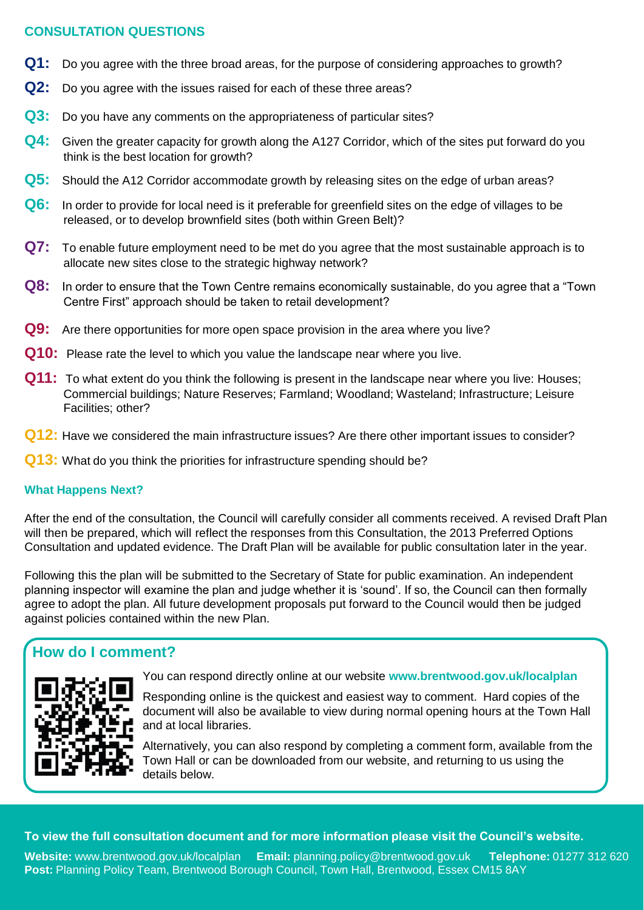## CONSULTATION QUESTIONS

**Q1:** Do you agree with the three broad areas, for the purpose of considering approaches to growth?

**Q2:** Do you agree with the issues raised for each of these three areas?

**Q3:** Do you have any comments on the appropriateness of particular sites?

**Q4:** Given the greater capacity for growth along the A127 Corridor, which of the sites put forward do you think is the best location for growth?

**Q5:** Should the A12 Corridor accommodate growth by releasing sites on the edge of urban areas?

**Q6:** In order to provide for local need is it preferable for greenfield sites on the edge of villages to be released, or to develop brownfield sites (both within Green Belt)?

**Q7:** To enable future employment need to be met do you agree that the most sustainable approach is to allocate new sites close to the strategic highway network?

**Q8:** In order to ensure that the Town Centre remains economically sustainable, do you agree that a "Town Centre First" approach should be taken to retail development?

**Q9:** Are there opportunities for more open space provision in the area where you live?

**Q10:** Please rate the level to which you value the landscape near where you live.

**Q11:** To what extent do you think the following is present in the landscape near where you live: Houses; Commercial buildings; Nature Reserves; Farmland; Woodland; Wasteland; Infrastructure; Leisure Facilities; other?

**Q12:** Have we considered the main infrastructure issues? Are there other important issues to consider?

**Q13:** What do you think the priorities for infrastructure spending should be?

### What Happens Next?

After the end of the consultation, the Council will carefully consider all comments received. A revised Draft Plan will then be prepared, which will reflect the responses from this Consultation, the 2013 Preferred Options Consultation and updated evidence. The Draft Plan will be available for public consultation later in the year.

Following this the plan will be submitted to the Secretary of State for public examination. An independent planning inspector will examine the plan and judge whether it is 'sound'. If so, the Council can then formally agree to adopt the plan. All future development proposals put forward to the Council would then be judged against policies contained within the new Plan.

## How do I comment?

You can respond directly online at our website **www.brentwood.gov.uk/localplan**

Responding online is the quickest and easiest way to comment. Hard copies of the document will also be available to view during normal opening hours at the Town Hall and at local libraries.

Alternatively, you can also respond by completing a comment form, available from the Town Hall or can be downloaded from our website, and returning to us using the details below.

**To view the full consultation document and for more information please visit the Council's website.**

**Website:** www.brentwood.gov.uk/localplan **Email:** planning.policy@brentwood.gov.uk **Telephone:** 01277 312 620
**Post:** Planning Policy Team, Brentwood Borough Council, Town Hall, Brentwood, Essex CM15 8AY